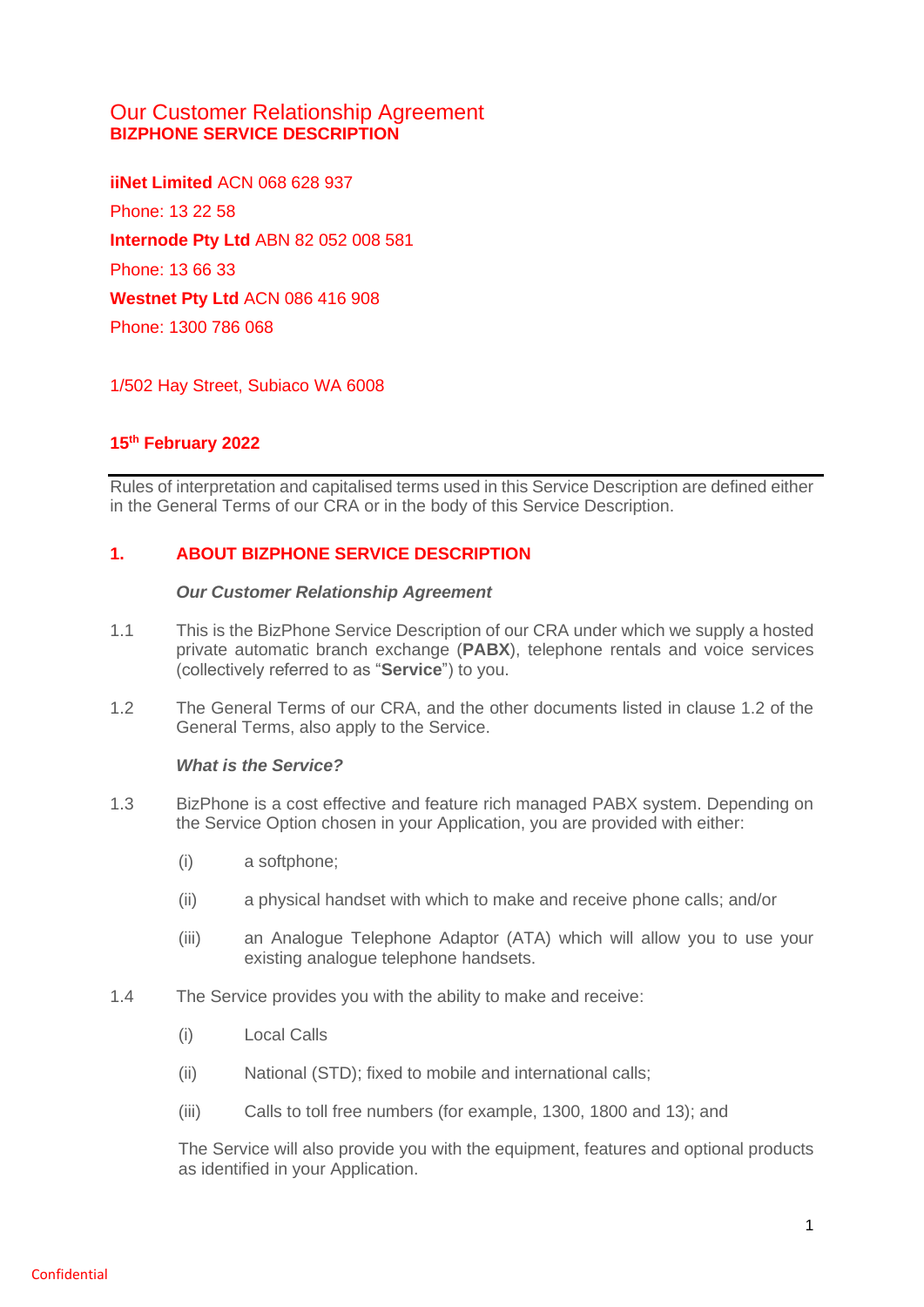# Our Customer Relationship Agreement

## BIZPHONE SERVICE DESCRIPTION

**iiNet Limited** ACN 068 628 937

Phone: 13 22 58

**Internode Pty Ltd** ABN 82 052 008 581

Phone: 13 66 33

**Westnet Pty Ltd** ACN 086 416 908

Phone: 1300 786 068

1/502 Hay Street, Subiaco WA 6008

**15th February 2022**

---

Rules of interpretation and capitalised terms used in this Service Description are defined either in the General Terms of our CRA or in the body of this Service Description.

## 1. ABOUT BIZPHONE SERVICE DESCRIPTION

***Our Customer Relationship Agreement***

1.1 This is the BizPhone Service Description of our CRA under which we supply a hosted private automatic branch exchange (**PABX**), telephone rentals and voice services (collectively referred to as "**Service**") to you.

1.2 The General Terms of our CRA, and the other documents listed in clause 1.2 of the General Terms, also apply to the Service.

***What is the Service?***

1.3 BizPhone is a cost effective and feature rich managed PABX system. Depending on the Service Option chosen in your Application, you are provided with either:

(i) a softphone;

(ii) a physical handset with which to make and receive phone calls; and/or

(iii) an Analogue Telephone Adaptor (ATA) which will allow you to use your existing analogue telephone handsets.

1.4 The Service provides you with the ability to make and receive:

(i) Local Calls

(ii) National (STD); fixed to mobile and international calls;

(iii) Calls to toll free numbers (for example, 1300, 1800 and 13); and

The Service will also provide you with the equipment, features and optional products as identified in your Application.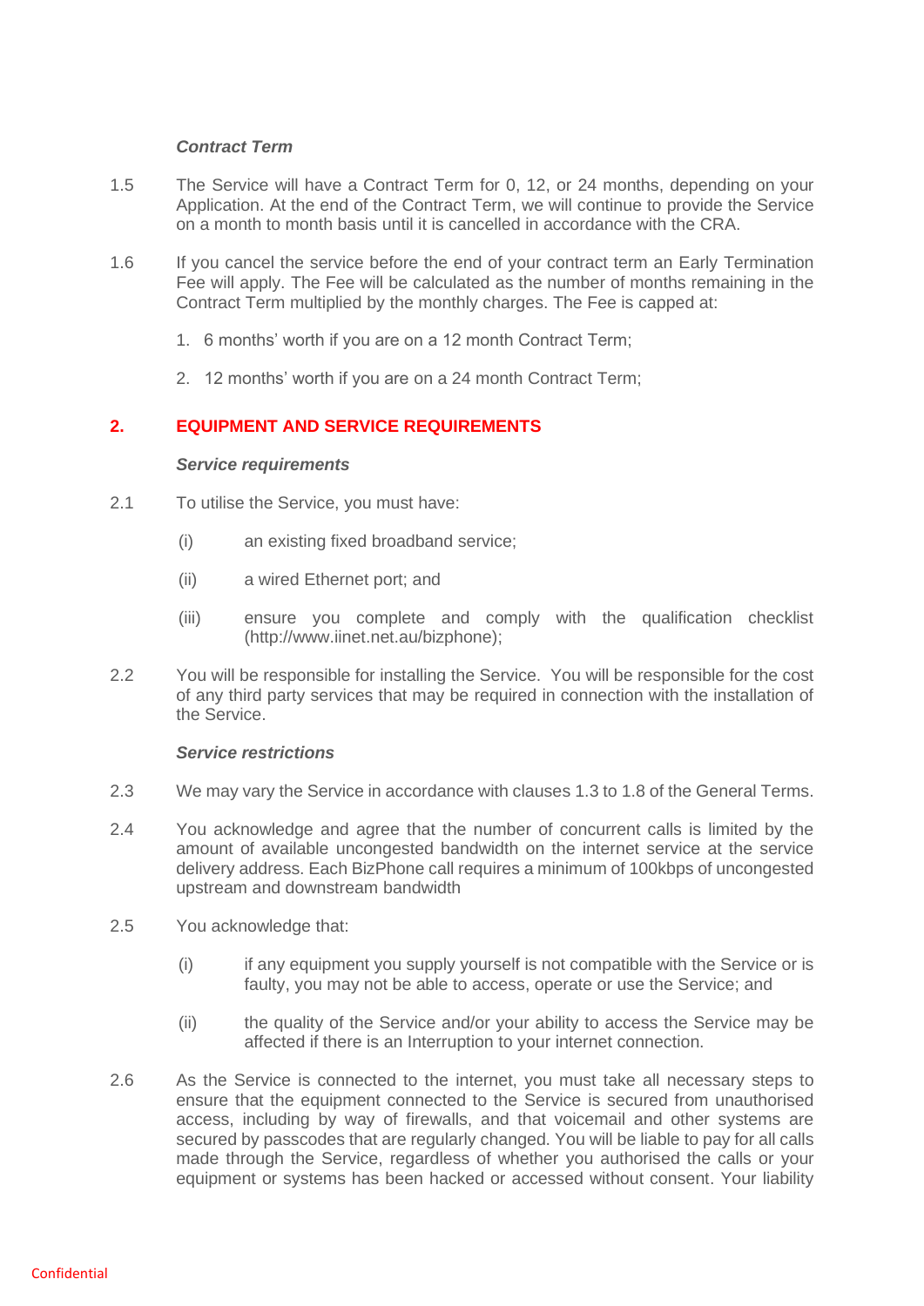### *Contract Term*

1.5 The Service will have a Contract Term for 0, 12, or 24 months, depending on your Application. At the end of the Contract Term, we will continue to provide the Service on a month to month basis until it is cancelled in accordance with the CRA.

1.6 If you cancel the service before the end of your contract term an Early Termination Fee will apply. The Fee will be calculated as the number of months remaining in the Contract Term multiplied by the monthly charges. The Fee is capped at:

1. 6 months' worth if you are on a 12 month Contract Term;
2. 12 months' worth if you are on a 24 month Contract Term;

## 2. EQUIPMENT AND SERVICE REQUIREMENTS

### *Service requirements*

2.1 To utilise the Service, you must have:

(i) an existing fixed broadband service;

(ii) a wired Ethernet port; and

(iii) ensure you complete and comply with the qualification checklist (http://www.iinet.net.au/bizphone);

2.2 You will be responsible for installing the Service. You will be responsible for the cost of any third party services that may be required in connection with the installation of the Service.

### *Service restrictions*

2.3 We may vary the Service in accordance with clauses 1.3 to 1.8 of the General Terms.

2.4 You acknowledge and agree that the number of concurrent calls is limited by the amount of available uncongested bandwidth on the internet service at the service delivery address. Each BizPhone call requires a minimum of 100kbps of uncongested upstream and downstream bandwidth

2.5 You acknowledge that:

(i) if any equipment you supply yourself is not compatible with the Service or is faulty, you may not be able to access, operate or use the Service; and

(ii) the quality of the Service and/or your ability to access the Service may be affected if there is an Interruption to your internet connection.

2.6 As the Service is connected to the internet, you must take all necessary steps to ensure that the equipment connected to the Service is secured from unauthorised access, including by way of firewalls, and that voicemail and other systems are secured by passcodes that are regularly changed. You will be liable to pay for all calls made through the Service, regardless of whether you authorised the calls or your equipment or systems has been hacked or accessed without consent. Your liability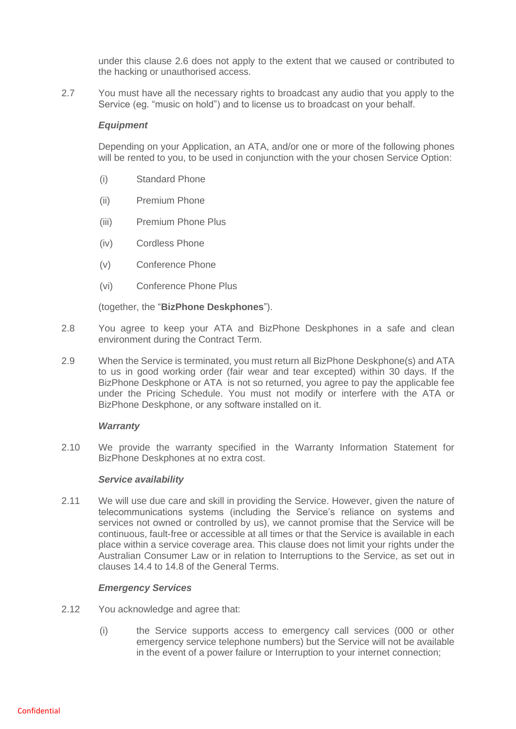under this clause 2.6 does not apply to the extent that we caused or contributed to the hacking or unauthorised access.

2.7 You must have all the necessary rights to broadcast any audio that you apply to the Service (eg. "music on hold") and to license us to broadcast on your behalf.

***Equipment***

Depending on your Application, an ATA, and/or one or more of the following phones will be rented to you, to be used in conjunction with the your chosen Service Option:

(i) Standard Phone

(ii) Premium Phone

(iii) Premium Phone Plus

(iv) Cordless Phone

(v) Conference Phone

(vi) Conference Phone Plus

(together, the "**BizPhone Deskphones**").

2.8 You agree to keep your ATA and BizPhone Deskphones in a safe and clean environment during the Contract Term.

2.9 When the Service is terminated, you must return all BizPhone Deskphone(s) and ATA to us in good working order (fair wear and tear excepted) within 30 days. If the BizPhone Deskphone or ATA is not so returned, you agree to pay the applicable fee under the Pricing Schedule. You must not modify or interfere with the ATA or BizPhone Deskphone, or any software installed on it.

***Warranty***

2.10 We provide the warranty specified in the Warranty Information Statement for BizPhone Deskphones at no extra cost.

***Service availability***

2.11 We will use due care and skill in providing the Service. However, given the nature of telecommunications systems (including the Service's reliance on systems and services not owned or controlled by us), we cannot promise that the Service will be continuous, fault-free or accessible at all times or that the Service is available in each place within a service coverage area. This clause does not limit your rights under the Australian Consumer Law or in relation to Interruptions to the Service, as set out in clauses 14.4 to 14.8 of the General Terms.

***Emergency Services***

2.12 You acknowledge and agree that:

(i) the Service supports access to emergency call services (000 or other emergency service telephone numbers) but the Service will not be available in the event of a power failure or Interruption to your internet connection;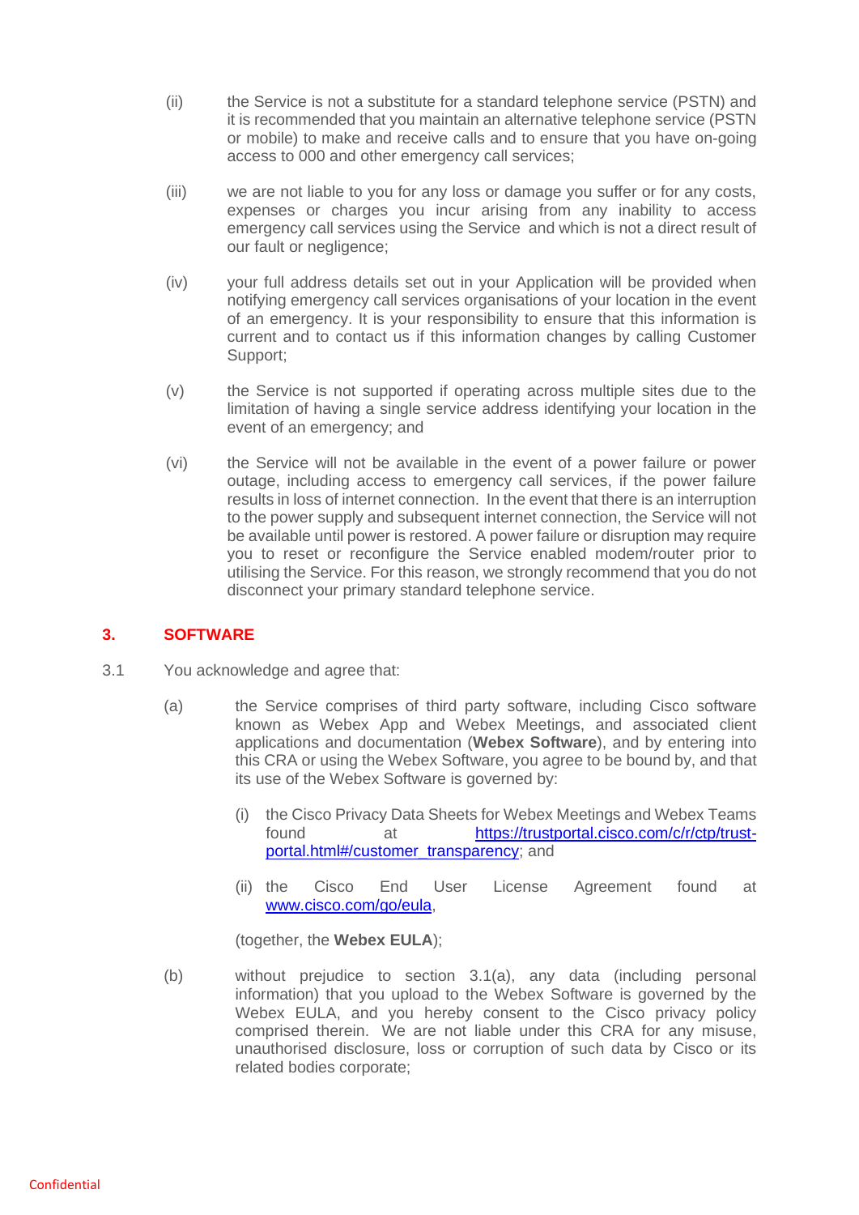(ii) the Service is not a substitute for a standard telephone service (PSTN) and it is recommended that you maintain an alternative telephone service (PSTN or mobile) to make and receive calls and to ensure that you have on-going access to 000 and other emergency call services;

(iii) we are not liable to you for any loss or damage you suffer or for any costs, expenses or charges you incur arising from any inability to access emergency call services using the Service and which is not a direct result of our fault or negligence;

(iv) your full address details set out in your Application will be provided when notifying emergency call services organisations of your location in the event of an emergency. It is your responsibility to ensure that this information is current and to contact us if this information changes by calling Customer Support;

(v) the Service is not supported if operating across multiple sites due to the limitation of having a single service address identifying your location in the event of an emergency; and

(vi) the Service will not be available in the event of a power failure or power outage, including access to emergency call services, if the power failure results in loss of internet connection. In the event that there is an interruption to the power supply and subsequent internet connection, the Service will not be available until power is restored. A power failure or disruption may require you to reset or reconfigure the Service enabled modem/router prior to utilising the Service. For this reason, we strongly recommend that you do not disconnect your primary standard telephone service.

## 3. SOFTWARE

3.1 You acknowledge and agree that:

(a) the Service comprises of third party software, including Cisco software known as Webex App and Webex Meetings, and associated client applications and documentation (**Webex Software**), and by entering into this CRA or using the Webex Software, you agree to be bound by, and that its use of the Webex Software is governed by:

(i) the Cisco Privacy Data Sheets for Webex Meetings and Webex Teams found at https://trustportal.cisco.com/c/r/ctp/trust-portal.html#/customer_transparency; and

(ii) the Cisco End User License Agreement found at www.cisco.com/go/eula,

(together, the **Webex EULA**);

(b) without prejudice to section 3.1(a), any data (including personal information) that you upload to the Webex Software is governed by the Webex EULA, and you hereby consent to the Cisco privacy policy comprised therein. We are not liable under this CRA for any misuse, unauthorised disclosure, loss or corruption of such data by Cisco or its related bodies corporate;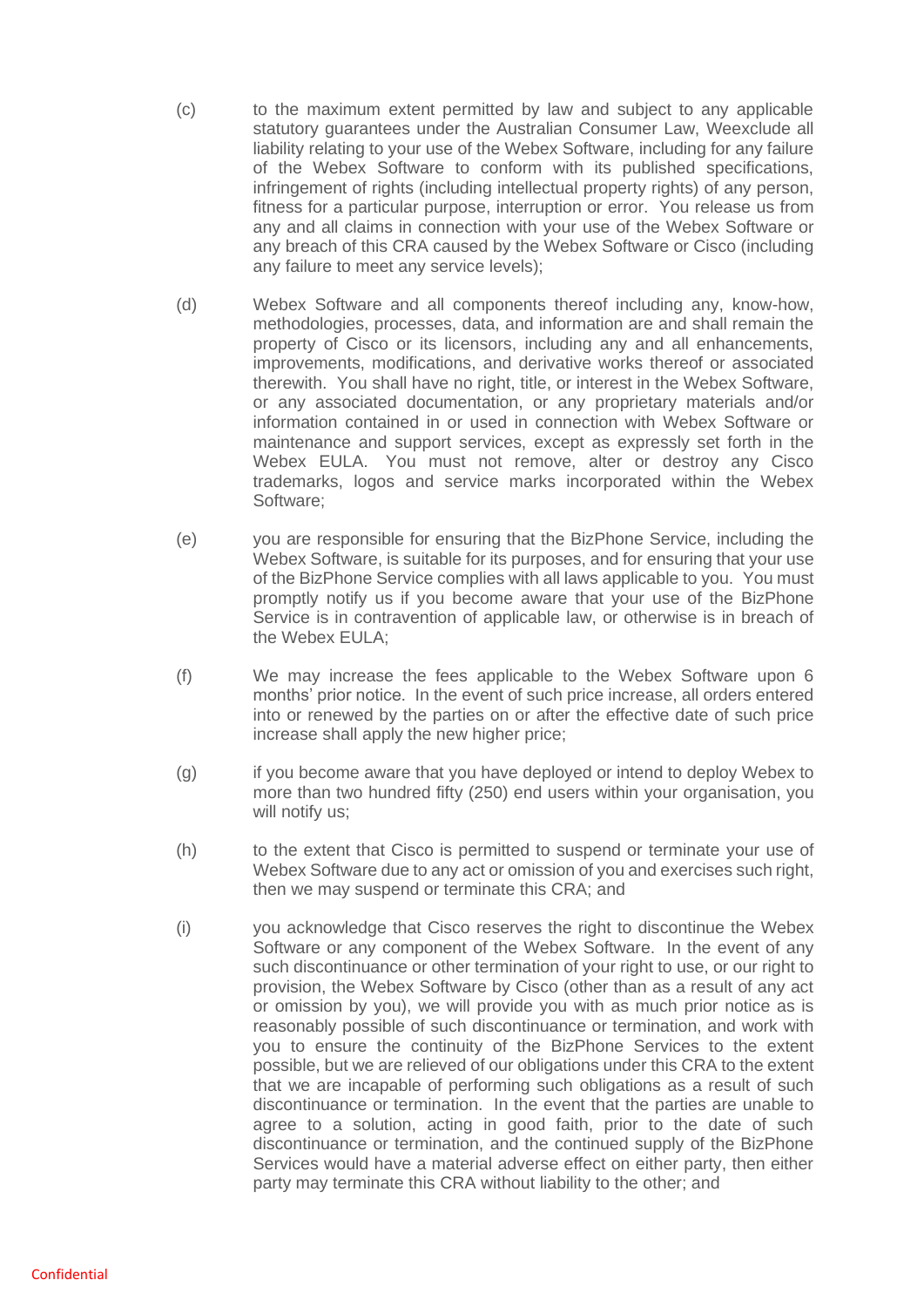(c) to the maximum extent permitted by law and subject to any applicable statutory guarantees under the Australian Consumer Law, Weexclude all liability relating to your use of the Webex Software, including for any failure of the Webex Software to conform with its published specifications, infringement of rights (including intellectual property rights) of any person, fitness for a particular purpose, interruption or error. You release us from any and all claims in connection with your use of the Webex Software or any breach of this CRA caused by the Webex Software or Cisco (including any failure to meet any service levels);

(d) Webex Software and all components thereof including any, know-how, methodologies, processes, data, and information are and shall remain the property of Cisco or its licensors, including any and all enhancements, improvements, modifications, and derivative works thereof or associated therewith. You shall have no right, title, or interest in the Webex Software, or any associated documentation, or any proprietary materials and/or information contained in or used in connection with Webex Software or maintenance and support services, except as expressly set forth in the Webex EULA. You must not remove, alter or destroy any Cisco trademarks, logos and service marks incorporated within the Webex Software;

(e) you are responsible for ensuring that the BizPhone Service, including the Webex Software, is suitable for its purposes, and for ensuring that your use of the BizPhone Service complies with all laws applicable to you. You must promptly notify us if you become aware that your use of the BizPhone Service is in contravention of applicable law, or otherwise is in breach of the Webex EULA;

(f) We may increase the fees applicable to the Webex Software upon 6 months' prior notice. In the event of such price increase, all orders entered into or renewed by the parties on or after the effective date of such price increase shall apply the new higher price;

(g) if you become aware that you have deployed or intend to deploy Webex to more than two hundred fifty (250) end users within your organisation, you will notify us;

(h) to the extent that Cisco is permitted to suspend or terminate your use of Webex Software due to any act or omission of you and exercises such right, then we may suspend or terminate this CRA; and

(i) you acknowledge that Cisco reserves the right to discontinue the Webex Software or any component of the Webex Software. In the event of any such discontinuance or other termination of your right to use, or our right to provision, the Webex Software by Cisco (other than as a result of any act or omission by you), we will provide you with as much prior notice as is reasonably possible of such discontinuance or termination, and work with you to ensure the continuity of the BizPhone Services to the extent possible, but we are relieved of our obligations under this CRA to the extent that we are incapable of performing such obligations as a result of such discontinuance or termination. In the event that the parties are unable to agree to a solution, acting in good faith, prior to the date of such discontinuance or termination, and the continued supply of the BizPhone Services would have a material adverse effect on either party, then either party may terminate this CRA without liability to the other; and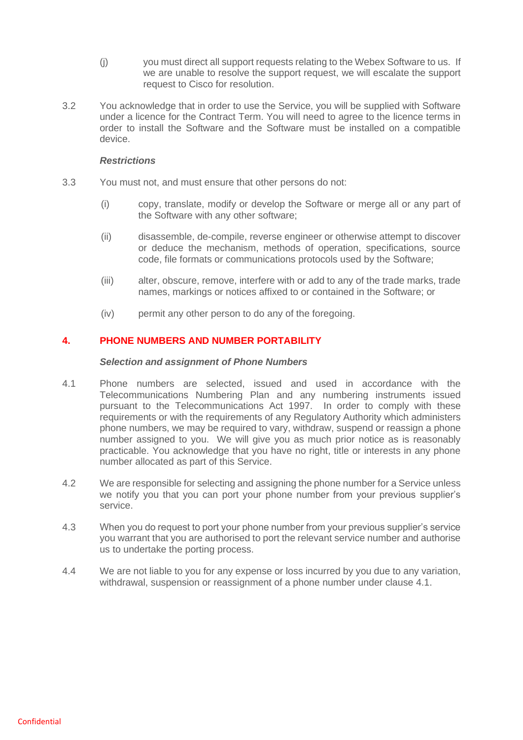(j) you must direct all support requests relating to the Webex Software to us. If we are unable to resolve the support request, we will escalate the support request to Cisco for resolution.

3.2 You acknowledge that in order to use the Service, you will be supplied with Software under a licence for the Contract Term. You will need to agree to the licence terms in order to install the Software and the Software must be installed on a compatible device.

***Restrictions***

3.3 You must not, and must ensure that other persons do not:

(i) copy, translate, modify or develop the Software or merge all or any part of the Software with any other software;

(ii) disassemble, de-compile, reverse engineer or otherwise attempt to discover or deduce the mechanism, methods of operation, specifications, source code, file formats or communications protocols used by the Software;

(iii) alter, obscure, remove, interfere with or add to any of the trade marks, trade names, markings or notices affixed to or contained in the Software; or

(iv) permit any other person to do any of the foregoing.

## 4. PHONE NUMBERS AND NUMBER PORTABILITY

***Selection and assignment of Phone Numbers***

4.1 Phone numbers are selected, issued and used in accordance with the Telecommunications Numbering Plan and any numbering instruments issued pursuant to the Telecommunications Act 1997. In order to comply with these requirements or with the requirements of any Regulatory Authority which administers phone numbers, we may be required to vary, withdraw, suspend or reassign a phone number assigned to you. We will give you as much prior notice as is reasonably practicable. You acknowledge that you have no right, title or interests in any phone number allocated as part of this Service.

4.2 We are responsible for selecting and assigning the phone number for a Service unless we notify you that you can port your phone number from your previous supplier's service.

4.3 When you do request to port your phone number from your previous supplier's service you warrant that you are authorised to port the relevant service number and authorise us to undertake the porting process.

4.4 We are not liable to you for any expense or loss incurred by you due to any variation, withdrawal, suspension or reassignment of a phone number under clause 4.1.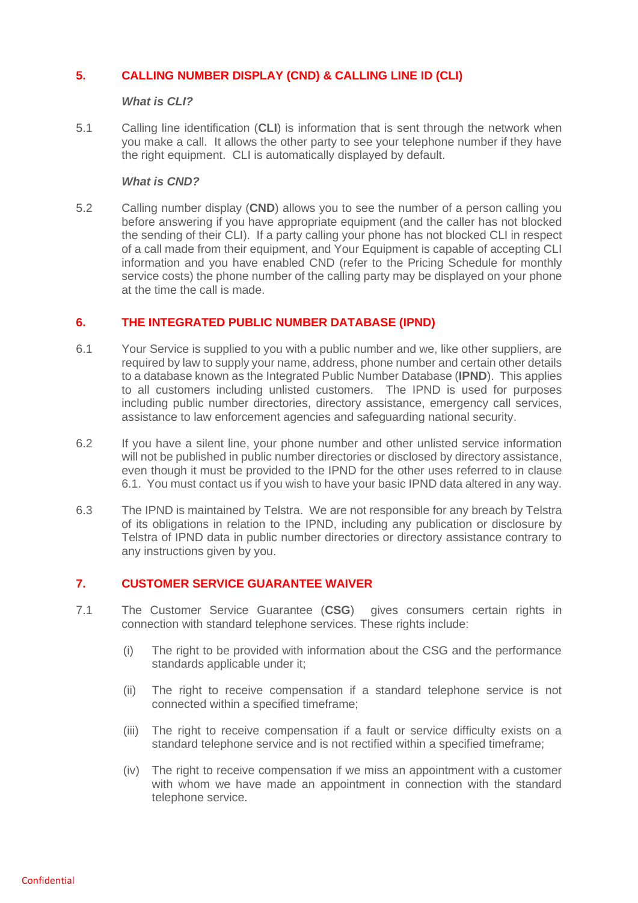## 5. CALLING NUMBER DISPLAY (CND) & CALLING LINE ID (CLI)

***What is CLI?***

5.1 Calling line identification (**CLI**) is information that is sent through the network when you make a call. It allows the other party to see your telephone number if they have the right equipment. CLI is automatically displayed by default.

***What is CND?***

5.2 Calling number display (**CND**) allows you to see the number of a person calling you before answering if you have appropriate equipment (and the caller has not blocked the sending of their CLI). If a party calling your phone has not blocked CLI in respect of a call made from their equipment, and Your Equipment is capable of accepting CLI information and you have enabled CND (refer to the Pricing Schedule for monthly service costs) the phone number of the calling party may be displayed on your phone at the time the call is made.

## 6. THE INTEGRATED PUBLIC NUMBER DATABASE (IPND)

6.1 Your Service is supplied to you with a public number and we, like other suppliers, are required by law to supply your name, address, phone number and certain other details to a database known as the Integrated Public Number Database (**IPND**). This applies to all customers including unlisted customers. The IPND is used for purposes including public number directories, directory assistance, emergency call services, assistance to law enforcement agencies and safeguarding national security.

6.2 If you have a silent line, your phone number and other unlisted service information will not be published in public number directories or disclosed by directory assistance, even though it must be provided to the IPND for the other uses referred to in clause 6.1. You must contact us if you wish to have your basic IPND data altered in any way.

6.3 The IPND is maintained by Telstra. We are not responsible for any breach by Telstra of its obligations in relation to the IPND, including any publication or disclosure by Telstra of IPND data in public number directories or directory assistance contrary to any instructions given by you.

## 7. CUSTOMER SERVICE GUARANTEE WAIVER

7.1 The Customer Service Guarantee (**CSG**) gives consumers certain rights in connection with standard telephone services. These rights include:

(i) The right to be provided with information about the CSG and the performance standards applicable under it;

(ii) The right to receive compensation if a standard telephone service is not connected within a specified timeframe;

(iii) The right to receive compensation if a fault or service difficulty exists on a standard telephone service and is not rectified within a specified timeframe;

(iv) The right to receive compensation if we miss an appointment with a customer with whom we have made an appointment in connection with the standard telephone service.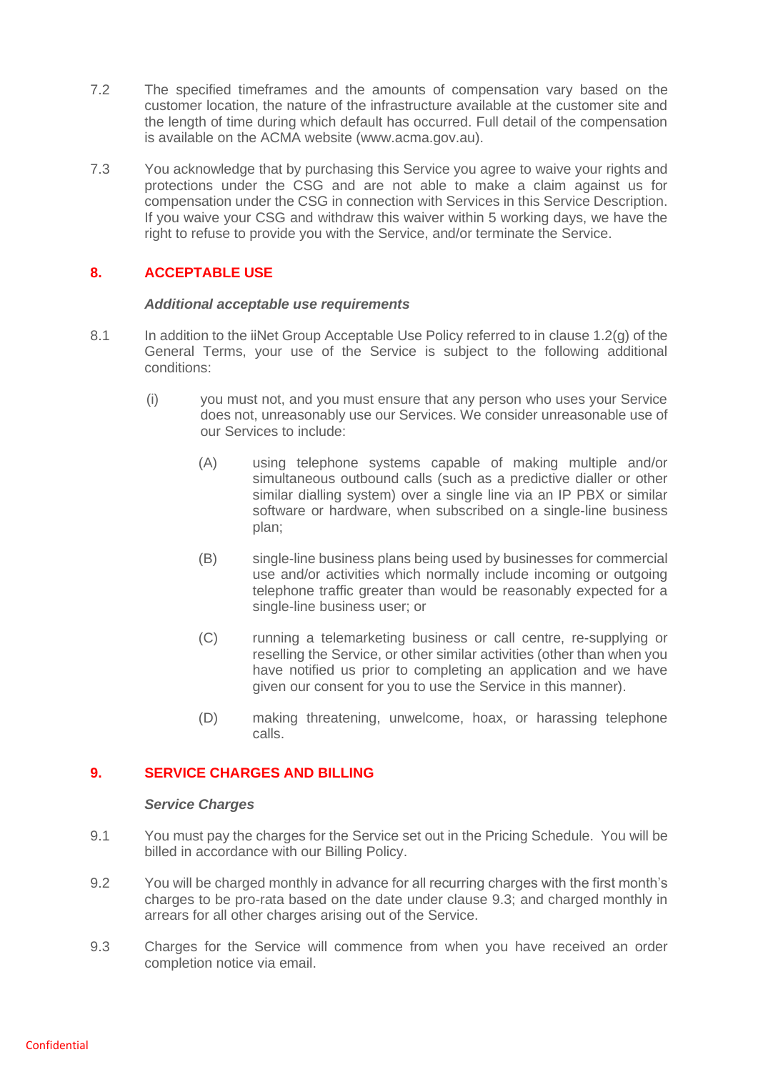7.2 The specified timeframes and the amounts of compensation vary based on the customer location, the nature of the infrastructure available at the customer site and the length of time during which default has occurred. Full detail of the compensation is available on the ACMA website (www.acma.gov.au).

7.3 You acknowledge that by purchasing this Service you agree to waive your rights and protections under the CSG and are not able to make a claim against us for compensation under the CSG in connection with Services in this Service Description. If you waive your CSG and withdraw this waiver within 5 working days, we have the right to refuse to provide you with the Service, and/or terminate the Service.

## 8. ACCEPTABLE USE

***Additional acceptable use requirements***

8.1 In addition to the iiNet Group Acceptable Use Policy referred to in clause 1.2(g) of the General Terms, your use of the Service is subject to the following additional conditions:

(i) you must not, and you must ensure that any person who uses your Service does not, unreasonably use our Services. We consider unreasonable use of our Services to include:

(A) using telephone systems capable of making multiple and/or simultaneous outbound calls (such as a predictive dialler or other similar dialling system) over a single line via an IP PBX or similar software or hardware, when subscribed on a single-line business plan;

(B) single-line business plans being used by businesses for commercial use and/or activities which normally include incoming or outgoing telephone traffic greater than would be reasonably expected for a single-line business user; or

(C) running a telemarketing business or call centre, re-supplying or reselling the Service, or other similar activities (other than when you have notified us prior to completing an application and we have given our consent for you to use the Service in this manner).

(D) making threatening, unwelcome, hoax, or harassing telephone calls.

## 9. SERVICE CHARGES AND BILLING

***Service Charges***

9.1 You must pay the charges for the Service set out in the Pricing Schedule. You will be billed in accordance with our Billing Policy.

9.2 You will be charged monthly in advance for all recurring charges with the first month's charges to be pro-rata based on the date under clause 9.3; and charged monthly in arrears for all other charges arising out of the Service.

9.3 Charges for the Service will commence from when you have received an order completion notice via email.

Confidential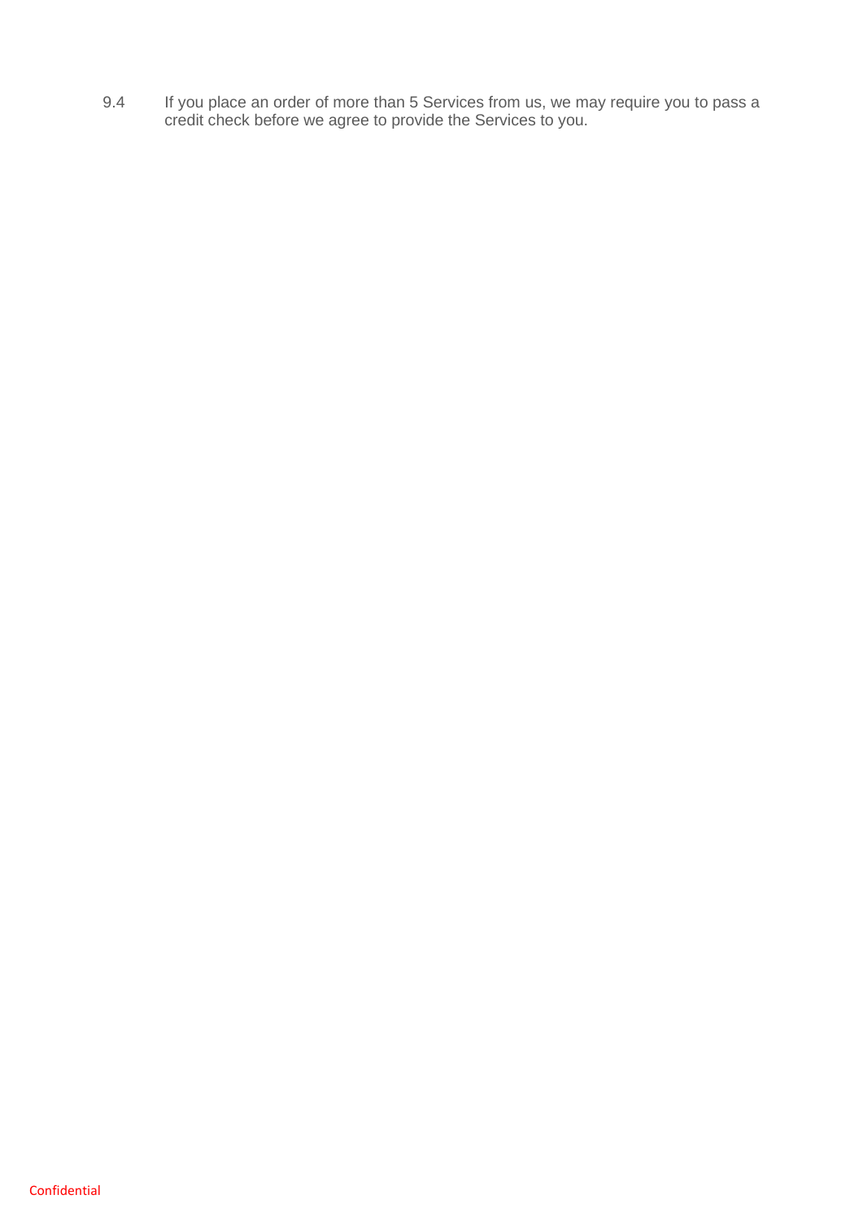9.4 If you place an order of more than 5 Services from us, we may require you to pass a credit check before we agree to provide the Services to you.

Confidential